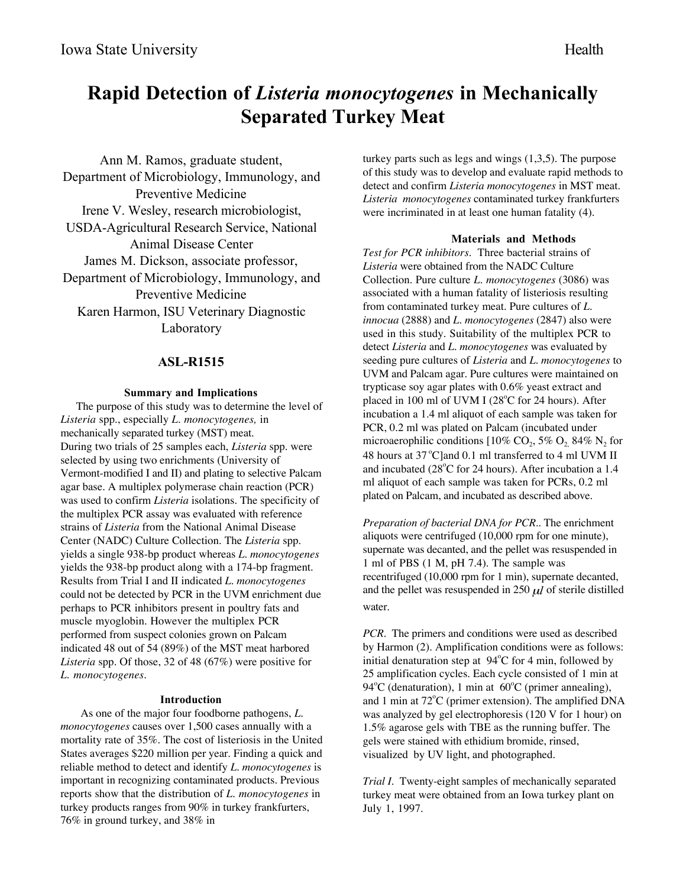Iowa State University Health

# Rapid Detection of *Listeria monocytogenes* in Mechanically Separated Turkey Meat

Ann M. Ramos, graduate student,
Department of Microbiology, Immunology, and Preventive Medicine
Irene V. Wesley, research microbiologist,
USDA-Agricultural Research Service, National Animal Disease Center
James M. Dickson, associate professor,
Department of Microbiology, Immunology, and Preventive Medicine
Karen Harmon, ISU Veterinary Diagnostic Laboratory

## ASL-R1515

### Summary and Implications

The purpose of this study was to determine the level of *Listeria* spp., especially *L. monocytogenes,* in mechanically separated turkey (MST) meat.
During two trials of 25 samples each, *Listeria* spp. were selected by using two enrichments (University of Vermont-modified I and II) and plating to selective Palcam agar base. A multiplex polymerase chain reaction (PCR) was used to confirm *Listeria* isolations. The specificity of the multiplex PCR assay was evaluated with reference strains of *Listeria* from the National Animal Disease Center (NADC) Culture Collection. The *Listeria* spp. yields a single 938-bp product whereas *L. monocytogenes* yields the 938-bp product along with a 174-bp fragment. Results from Trial I and II indicated *L. monocytogenes* could not be detected by PCR in the UVM enrichment due perhaps to PCR inhibitors present in poultry fats and muscle myoglobin. However the multiplex PCR performed from suspect colonies grown on Palcam indicated 48 out of 54 (89%) of the MST meat harbored *Listeria* spp. Of those, 32 of 48 (67%) were positive for *L. monocytogenes*.

### Introduction

As one of the major four foodborne pathogens, *L. monocytogenes* causes over 1,500 cases annually with a mortality rate of 35%. The cost of listeriosis in the United States averages $220 million per year. Finding a quick and reliable method to detect and identify *L. monocytogenes* is important in recognizing contaminated products. Previous reports show that the distribution of *L. monocytogenes* in turkey products ranges from 90% in turkey frankfurters, 76% in ground turkey, and 38% in turkey parts such as legs and wings (1,3,5). The purpose of this study was to develop and evaluate rapid methods to detect and confirm *Listeria monocytogenes* in MST meat. *Listeria monocytogenes* contaminated turkey frankfurters were incriminated in at least one human fatality (4).

### Materials and Methods

*Test for PCR inhibitors*. Three bacterial strains of *Listeria* were obtained from the NADC Culture Collection. Pure culture *L. monocytogenes* (3086) was associated with a human fatality of listeriosis resulting from contaminated turkey meat. Pure cultures of *L. innocua* (2888) and *L. monocytogenes* (2847) also were used in this study. Suitability of the multiplex PCR to detect *Listeria* and *L. monocytogenes* was evaluated by seeding pure cultures of *Listeria* and *L. monocytogenes* to UVM and Palcam agar. Pure cultures were maintained on trypticase soy agar plates with 0.6% yeast extract and placed in 100 ml of UVM I (28°C for 24 hours). After incubation a 1.4 ml aliquot of each sample was taken for PCR, 0.2 ml was plated on Palcam (incubated under microaerophilic conditions [10% $CO_2$, 5% $O_2$, 84% $N_2$ for 48 hours at 37 °C]and 0.1 ml transferred to 4 ml UVM II and incubated (28°C for 24 hours). After incubation a 1.4 ml aliquot of each sample was taken for PCRs, 0.2 ml plated on Palcam, and incubated as described above.

*Preparation of bacterial DNA for PCR.*. The enrichment aliquots were centrifuged (10,000 rpm for one minute), supernate was decanted, and the pellet was resuspended in 1 ml of PBS (1 M, pH 7.4). The sample was recentrifuged (10,000 rpm for 1 min), supernate decanted, and the pellet was resuspended in 250 $\mu l$ of sterile distilled water.

*PCR*. The primers and conditions were used as described by Harmon (2). Amplification conditions were as follows: initial denaturation step at 94°C for 4 min, followed by 25 amplification cycles. Each cycle consisted of 1 min at 94°C (denaturation), 1 min at 60°C (primer annealing), and 1 min at 72°C (primer extension). The amplified DNA was analyzed by gel electrophoresis (120 V for 1 hour) on 1.5% agarose gels with TBE as the running buffer. The gels were stained with ethidium bromide, rinsed, visualized by UV light, and photographed.

*Trial I.* Twenty-eight samples of mechanically separated turkey meat were obtained from an Iowa turkey plant on July 1, 1997.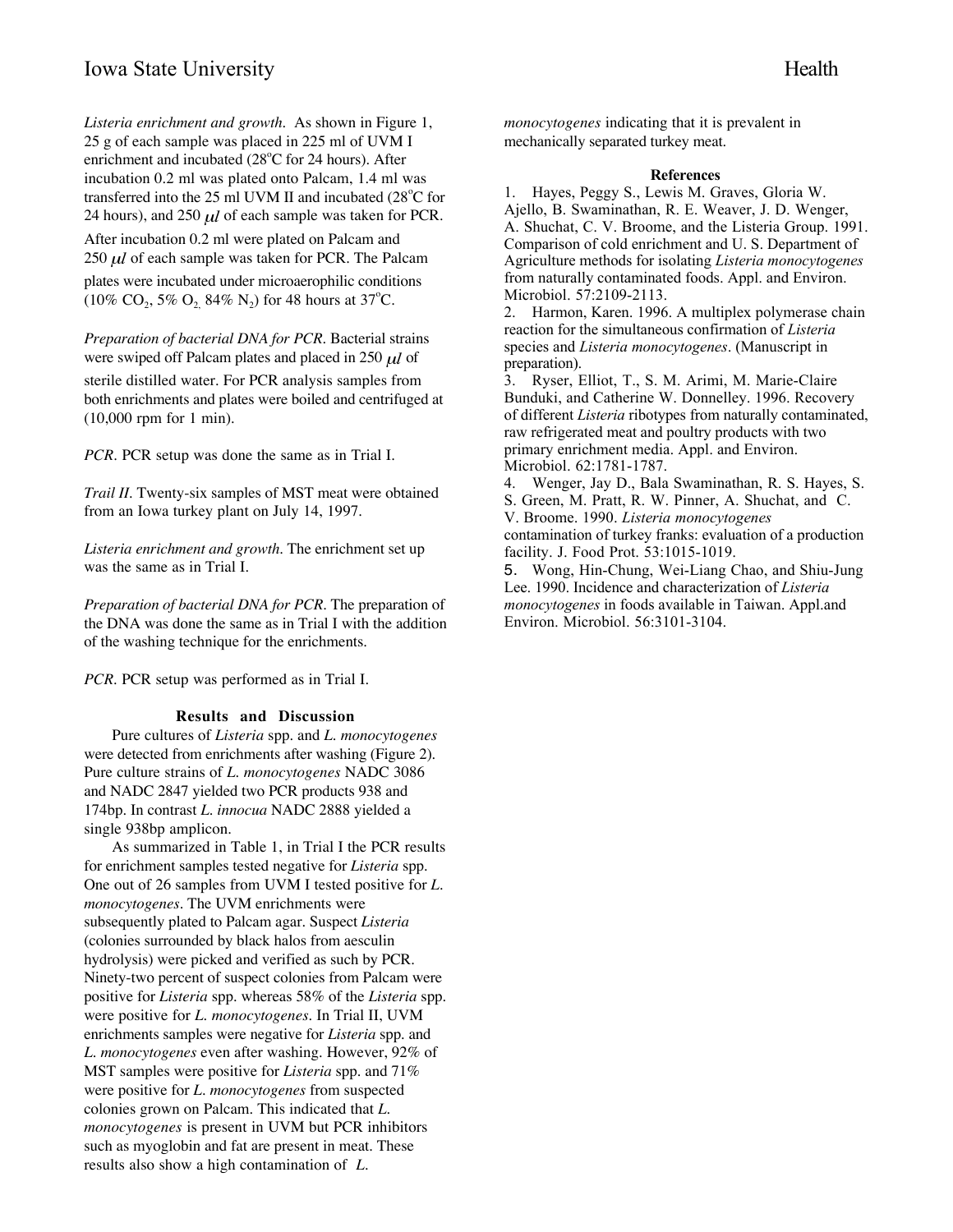*Listeria enrichment and growth*. As shown in Figure 1, 25 g of each sample was placed in 225 ml of UVM I enrichment and incubated (28°C for 24 hours). After incubation 0.2 ml was plated onto Palcam, 1.4 ml was transferred into the 25 ml UVM II and incubated (28°C for 24 hours), and 250 $\mu l$ of each sample was taken for PCR. After incubation 0.2 ml were plated on Palcam and 250 $\mu l$ of each sample was taken for PCR. The Palcam plates were incubated under microaerophilic conditions (10% $CO_2$, 5% $O_2$, 84% $N_2$) for 48 hours at 37°C.

*Preparation of bacterial DNA for PCR*. Bacterial strains were swiped off Palcam plates and placed in 250 $\mu l$ of sterile distilled water. For PCR analysis samples from both enrichments and plates were boiled and centrifuged at (10,000 rpm for 1 min).

*PCR*. PCR setup was done the same as in Trial I.

*Trail II*. Twenty-six samples of MST meat were obtained from an Iowa turkey plant on July 14, 1997.

*Listeria enrichment and growth*. The enrichment set up was the same as in Trial I.

*Preparation of bacterial DNA for PCR*. The preparation of the DNA was done the same as in Trial I with the addition of the washing technique for the enrichments.

*PCR*. PCR setup was performed as in Trial I.

## Results and Discussion

Pure cultures of *Listeria* spp. and *L. monocytogenes* were detected from enrichments after washing (Figure 2). Pure culture strains of *L. monocytogenes* NADC 3086 and NADC 2847 yielded two PCR products 938 and 174bp. In contrast *L. innocua* NADC 2888 yielded a single 938bp amplicon.

As summarized in Table 1, in Trial I the PCR results for enrichment samples tested negative for *Listeria* spp. One out of 26 samples from UVM I tested positive for *L. monocytogenes*. The UVM enrichments were subsequently plated to Palcam agar. Suspect *Listeria* (colonies surrounded by black halos from aesculin hydrolysis) were picked and verified as such by PCR. Ninety-two percent of suspect colonies from Palcam were positive for *Listeria* spp. whereas 58% of the *Listeria* spp. were positive for *L. monocytogenes*. In Trial II, UVM enrichments samples were negative for *Listeria* spp. and *L. monocytogenes* even after washing. However, 92% of MST samples were positive for *Listeria* spp. and 71% were positive for *L. monocytogenes* from suspected colonies grown on Palcam. This indicated that *L. monocytogenes* is present in UVM but PCR inhibitors such as myoglobin and fat are present in meat. These results also show a high contamination of *L. monocytogenes* indicating that it is prevalent in mechanically separated turkey meat.

## References

1. Hayes, Peggy S., Lewis M. Graves, Gloria W. Ajello, B. Swaminathan, R. E. Weaver, J. D. Wenger, A. Shuchat, C. V. Broome, and the Listeria Group. 1991. Comparison of cold enrichment and U. S. Department of Agriculture methods for isolating *Listeria monocytogenes* from naturally contaminated foods. Appl. and Environ. Microbiol. 57:2109-2113.
2. Harmon, Karen. 1996. A multiplex polymerase chain reaction for the simultaneous confirmation of *Listeria* species and *Listeria monocytogenes*. (Manuscript in preparation).
3. Ryser, Elliot, T., S. M. Arimi, M. Marie-Claire Bunduki, and Catherine W. Donnelley. 1996. Recovery of different *Listeria* ribotypes from naturally contaminated, raw refrigerated meat and poultry products with two primary enrichment media. Appl. and Environ. Microbiol. 62:1781-1787.
4. Wenger, Jay D., Bala Swaminathan, R. S. Hayes, S. S. Green, M. Pratt, R. W. Pinner, A. Shuchat, and C. V. Broome. 1990. *Listeria monocytogenes* contamination of turkey franks: evaluation of a production facility. J. Food Prot. 53:1015-1019.
5. Wong, Hin-Chung, Wei-Liang Chao, and Shiu-Jung Lee. 1990. Incidence and characterization of *Listeria monocytogenes* in foods available in Taiwan. Appl.and Environ. Microbiol. 56:3101-3104.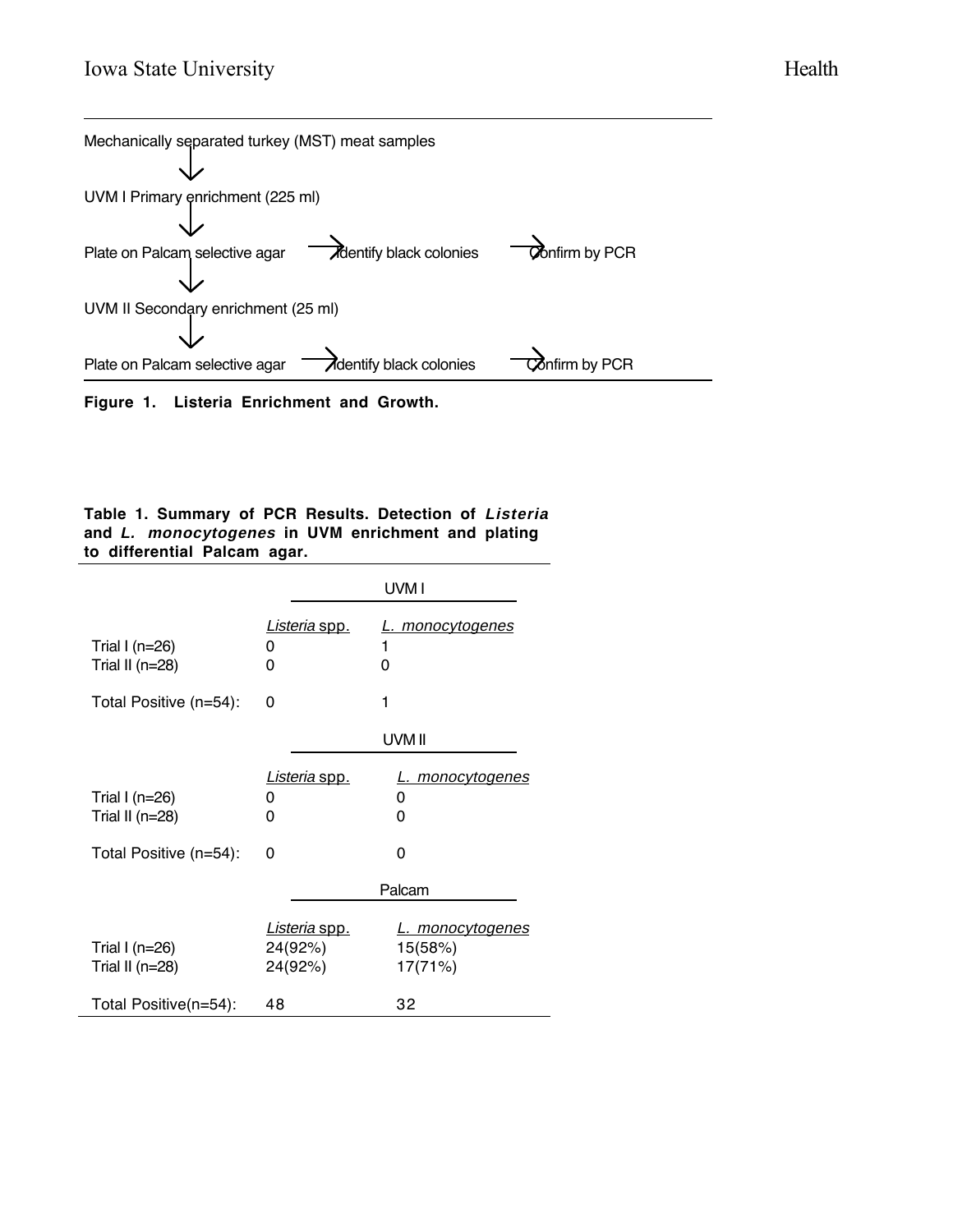Mechanically separated turkey (MST) meat samples

↓

UVM I Primary enrichment (225 ml)

↓

Plate on Palcam selective agar → Identify black colonies → Confirm by PCR

↓

UVM II Secondary enrichment (25 ml)

↓

Plate on Palcam selective agar → Identify black colonies → Confirm by PCR

**Figure 1. Listeria Enrichment and Growth.**

**Table 1. Summary of PCR Results. Detection of *Listeria* and *L. monocytogenes* in UVM enrichment and plating to differential Palcam agar.**

| | UVM I | |
|---|---|---|
| | *Listeria* spp. | *L. monocytogenes* |
| Trial I (n=26) | 0 | 1 |
| Trial II (n=28) | 0 | 0 |
| Total Positive (n=54): | 0 | 1 |
| | **UVM II** | |
| | *Listeria* spp. | *L. monocytogenes* |
| Trial I (n=26) | 0 | 0 |
| Trial II (n=28) | 0 | 0 |
| Total Positive (n=54): | 0 | 0 |
| | **Palcam** | |
| | *Listeria* spp. | *L. monocytogenes* |
| Trial I (n=26) | 24(92%) | 15(58%) |
| Trial II (n=28) | 24(92%) | 17(71%) |
| Total Positive(n=54): | 48 | 32 |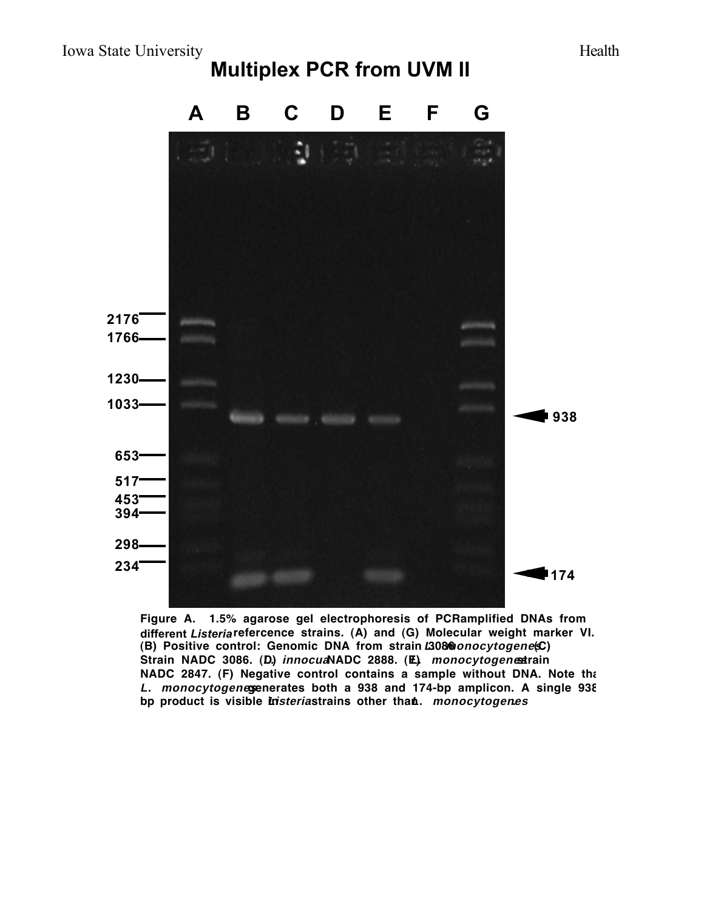# Multiplex PCR from UVM II

A B C D E F G

2176
1766
1230
1033
653
517
453
394
298
234

938

174

**Figure A. 1.5% agarose gel electrophoresis of PCR amplified DNAs from different *Listeria* refercence strains. (A) and (G) Molecular weight marker VI. (B) Positive control: Genomic DNA from strain 3086 *L. monocytogenes* (C) Strain NADC 3086. (D) *L. innocua* NADC 2888. (E) *L. monocytogenes* strain NADC 2847. (F) Negative control contains a sample without DNA. Note that *L. monocytogenes* generates both a 938 and 174-bp amplicon. A single 938 bp product is visible in *Listeria* strains other than *L. monocytogenes*.**